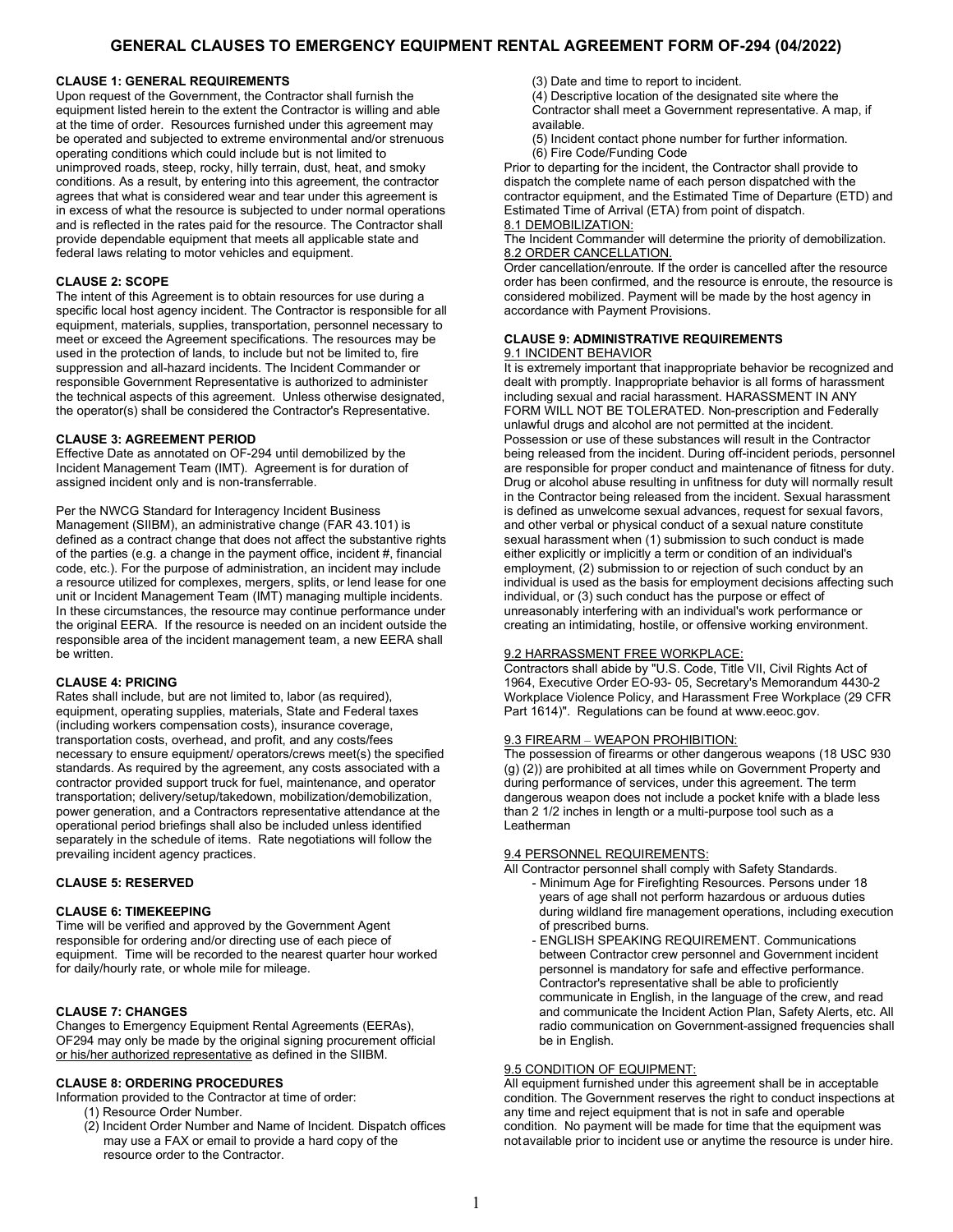# GENERAL CLAUSES TO EMERGENCY EQUIPMENT RENTAL AGREEMENT FORM OF-294 (04/2022)

**CLAUSE 1: GENERAL REQUIREMENTS**

Upon request of the Government, the Contractor shall furnish the equipment listed herein to the extent the Contractor is willing and able at the time of order. Resources furnished under this agreement may be operated and subjected to extreme environmental and/or strenuous operating conditions which could include but is not limited to unimproved roads, steep, rocky, hilly terrain, dust, heat, and smoky conditions. As a result, by entering into this agreement, the contractor agrees that what is considered wear and tear under this agreement is in excess of what the resource is subjected to under normal operations and is reflected in the rates paid for the resource. The Contractor shall provide dependable equipment that meets all applicable state and federal laws relating to motor vehicles and equipment.

**CLAUSE 2: SCOPE**

The intent of this Agreement is to obtain resources for use during a specific local host agency incident. The Contractor is responsible for all equipment, materials, supplies, transportation, personnel necessary to meet or exceed the Agreement specifications. The resources may be used in the protection of lands, to include but not be limited to, fire suppression and all-hazard incidents. The Incident Commander or responsible Government Representative is authorized to administer the technical aspects of this agreement. Unless otherwise designated, the operator(s) shall be considered the Contractor's Representative.

**CLAUSE 3: AGREEMENT PERIOD**

Effective Date as annotated on OF-294 until demobilized by the Incident Management Team (IMT). Agreement is for duration of assigned incident only and is non-transferrable.

Per the NWCG Standard for Interagency Incident Business Management (SIIBM), an administrative change (FAR 43.101) is defined as a contract change that does not affect the substantive rights of the parties (e.g. a change in the payment office, incident #, financial code, etc.). For the purpose of administration, an incident may include a resource utilized for complexes, mergers, splits, or lend lease for one unit or Incident Management Team (IMT) managing multiple incidents. In these circumstances, the resource may continue performance under the original EERA. If the resource is needed on an incident outside the responsible area of the incident management team, a new EERA shall be written.

**CLAUSE 4: PRICING**

Rates shall include, but are not limited to, labor (as required), equipment, operating supplies, materials, State and Federal taxes (including workers compensation costs), insurance coverage, transportation costs, overhead, and profit, and any costs/fees necessary to ensure equipment/ operators/crews meet(s) the specified standards. As required by the agreement, any costs associated with a contractor provided support truck for fuel, maintenance, and operator transportation; delivery/setup/takedown, mobilization/demobilization, power generation, and a Contractors representative attendance at the operational period briefings shall also be included unless identified separately in the schedule of items. Rate negotiations will follow the prevailing incident agency practices.

**CLAUSE 5: RESERVED**

**CLAUSE 6: TIMEKEEPING**

Time will be verified and approved by the Government Agent responsible for ordering and/or directing use of each piece of equipment. Time will be recorded to the nearest quarter hour worked for daily/hourly rate, or whole mile for mileage.

**CLAUSE 7: CHANGES**

Changes to Emergency Equipment Rental Agreements (EERAs), OF294 may only be made by the original signing procurement official <u>or his/her authorized representative</u> as defined in the SIIBM.

**CLAUSE 8: ORDERING PROCEDURES**

Information provided to the Contractor at time of order:

(1) Resource Order Number.
(2) Incident Order Number and Name of Incident. Dispatch offices may use a FAX or email to provide a hard copy of the resource order to the Contractor.
(3) Date and time to report to incident.
(4) Descriptive location of the designated site where the Contractor shall meet a Government representative. A map, if available.
(5) Incident contact phone number for further information.
(6) Fire Code/Funding Code

Prior to departing for the incident, the Contractor shall provide to dispatch the complete name of each person dispatched with the contractor equipment, and the Estimated Time of Departure (ETD) and Estimated Time of Arrival (ETA) from point of dispatch.

<u>8.1 DEMOBILIZATION:</u>

The Incident Commander will determine the priority of demobilization.

<u>8.2 ORDER CANCELLATION.</u>

Order cancellation/enroute. If the order is cancelled after the resource order has been confirmed, and the resource is enroute, the resource is considered mobilized. Payment will be made by the host agency in accordance with Payment Provisions.

**CLAUSE 9: ADMINISTRATIVE REQUIREMENTS**

<u>9.1 INCIDENT BEHAVIOR</u>

It is extremely important that inappropriate behavior be recognized and dealt with promptly. Inappropriate behavior is all forms of harassment including sexual and racial harassment. HARASSMENT IN ANY FORM WILL NOT BE TOLERATED. Non-prescription and Federally unlawful drugs and alcohol are not permitted at the incident. Possession or use of these substances will result in the Contractor being released from the incident. During off-incident periods, personnel are responsible for proper conduct and maintenance of fitness for duty. Drug or alcohol abuse resulting in unfitness for duty will normally result in the Contractor being released from the incident. Sexual harassment is defined as unwelcome sexual advances, request for sexual favors, and other verbal or physical conduct of a sexual nature constitute sexual harassment when (1) submission to such conduct is made either explicitly or implicitly a term or condition of an individual's employment, (2) submission to or rejection of such conduct by an individual is used as the basis for employment decisions affecting such individual, or (3) such conduct has the purpose or effect of unreasonably interfering with an individual's work performance or creating an intimidating, hostile, or offensive working environment.

<u>9.2 HARRASSMENT FREE WORKPLACE:</u>

Contractors shall abide by "U.S. Code, Title VII, Civil Rights Act of 1964, Executive Order EO-93- 05, Secretary's Memorandum 4430-2 Workplace Violence Policy, and Harassment Free Workplace (29 CFR Part 1614)". Regulations can be found at www.eeoc.gov.

<u>9.3 FIREARM – WEAPON PROHIBITION:</u>

The possession of firearms or other dangerous weapons (18 USC 930 (g) (2)) are prohibited at all times while on Government Property and during performance of services, under this agreement. The term dangerous weapon does not include a pocket knife with a blade less than 2 1/2 inches in length or a multi-purpose tool such as a Leatherman

<u>9.4 PERSONNEL REQUIREMENTS:</u>

All Contractor personnel shall comply with Safety Standards.

- Minimum Age for Firefighting Resources. Persons under 18 years of age shall not perform hazardous or arduous duties during wildland fire management operations, including execution of prescribed burns.
- ENGLISH SPEAKING REQUIREMENT. Communications between Contractor crew personnel and Government incident personnel is mandatory for safe and effective performance. Contractor's representative shall be able to proficiently communicate in English, in the language of the crew, and read and communicate the Incident Action Plan, Safety Alerts, etc. All radio communication on Government-assigned frequencies shall be in English.

<u>9.5 CONDITION OF EQUIPMENT:</u>

All equipment furnished under this agreement shall be in acceptable condition. The Government reserves the right to conduct inspections at any time and reject equipment that is not in safe and operable condition. No payment will be made for time that the equipment was notavailable prior to incident use or anytime the resource is under hire.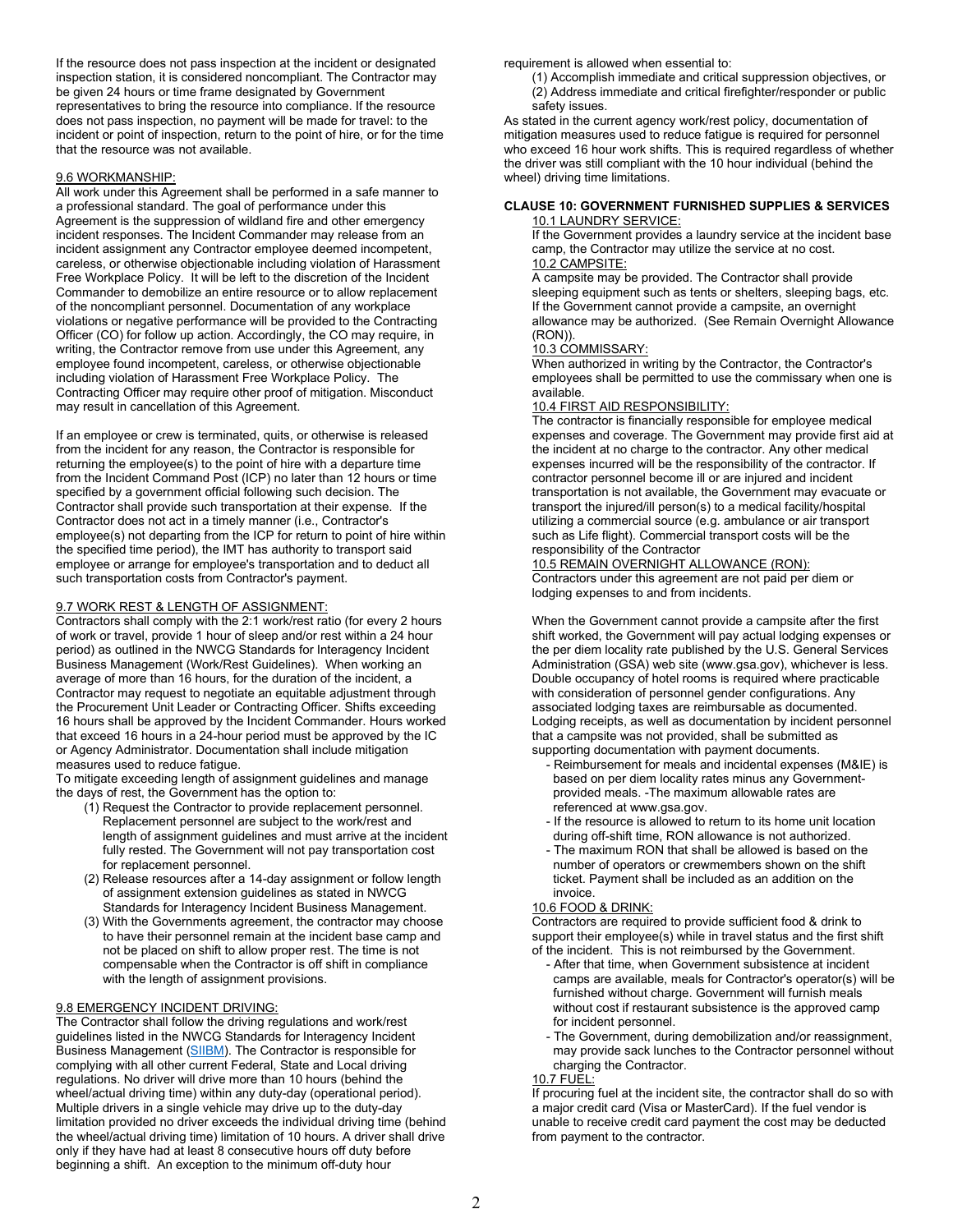If the resource does not pass inspection at the incident or designated inspection station, it is considered noncompliant. The Contractor may be given 24 hours or time frame designated by Government representatives to bring the resource into compliance. If the resource does not pass inspection, no payment will be made for travel: to the incident or point of inspection, return to the point of hire, or for the time that the resource was not available.

9.6 WORKMANSHIP:

All work under this Agreement shall be performed in a safe manner to a professional standard. The goal of performance under this Agreement is the suppression of wildland fire and other emergency incident responses. The Incident Commander may release from an incident assignment any Contractor employee deemed incompetent, careless, or otherwise objectionable including violation of Harassment Free Workplace Policy. It will be left to the discretion of the Incident Commander to demobilize an entire resource or to allow replacement of the noncompliant personnel. Documentation of any workplace violations or negative performance will be provided to the Contracting Officer (CO) for follow up action. Accordingly, the CO may require, in writing, the Contractor remove from use under this Agreement, any employee found incompetent, careless, or otherwise objectionable including violation of Harassment Free Workplace Policy. The Contracting Officer may require other proof of mitigation. Misconduct may result in cancellation of this Agreement.

If an employee or crew is terminated, quits, or otherwise is released from the incident for any reason, the Contractor is responsible for returning the employee(s) to the point of hire with a departure time from the Incident Command Post (ICP) no later than 12 hours or time specified by a government official following such decision. The Contractor shall provide such transportation at their expense. If the Contractor does not act in a timely manner (i.e., Contractor's employee(s) not departing from the ICP for return to point of hire within the specified time period), the IMT has authority to transport said employee or arrange for employee's transportation and to deduct all such transportation costs from Contractor's payment.

9.7 WORK REST & LENGTH OF ASSIGNMENT:

Contractors shall comply with the 2:1 work/rest ratio (for every 2 hours of work or travel, provide 1 hour of sleep and/or rest within a 24 hour period) as outlined in the NWCG Standards for Interagency Incident Business Management (Work/Rest Guidelines). When working an average of more than 16 hours, for the duration of the incident, a Contractor may request to negotiate an equitable adjustment through the Procurement Unit Leader or Contracting Officer. Shifts exceeding 16 hours shall be approved by the Incident Commander. Hours worked that exceed 16 hours in a 24-hour period must be approved by the IC or Agency Administrator. Documentation shall include mitigation measures used to reduce fatigue.

To mitigate exceeding length of assignment guidelines and manage the days of rest, the Government has the option to:

(1) Request the Contractor to provide replacement personnel. Replacement personnel are subject to the work/rest and length of assignment guidelines and must arrive at the incident fully rested. The Government will not pay transportation cost for replacement personnel.
(2) Release resources after a 14-day assignment or follow length of assignment extension guidelines as stated in NWCG Standards for Interagency Incident Business Management.
(3) With the Governments agreement, the contractor may choose to have their personnel remain at the incident base camp and not be placed on shift to allow proper rest. The time is not compensable when the Contractor is off shift in compliance with the length of assignment provisions.

9.8 EMERGENCY INCIDENT DRIVING:

The Contractor shall follow the driving regulations and work/rest guidelines listed in the NWCG Standards for Interagency Incident Business Management (SIIBM). The Contractor is responsible for complying with all other current Federal, State and Local driving regulations. No driver will drive more than 10 hours (behind the wheel/actual driving time) within any duty-day (operational period). Multiple drivers in a single vehicle may drive up to the duty-day limitation provided no driver exceeds the individual driving time (behind the wheel/actual driving time) limitation of 10 hours. A driver shall drive only if they have had at least 8 consecutive hours off duty before beginning a shift. An exception to the minimum off-duty hour requirement is allowed when essential to:

(1) Accomplish immediate and critical suppression objectives, or
(2) Address immediate and critical firefighter/responder or public safety issues.

As stated in the current agency work/rest policy, documentation of mitigation measures used to reduce fatigue is required for personnel who exceed 16 hour work shifts. This is required regardless of whether the driver was still compliant with the 10 hour individual (behind the wheel) driving time limitations.

**CLAUSE 10: GOVERNMENT FURNISHED SUPPLIES & SERVICES**

10.1 LAUNDRY SERVICE:

If the Government provides a laundry service at the incident base camp, the Contractor may utilize the service at no cost.

10.2 CAMPSITE:

A campsite may be provided. The Contractor shall provide sleeping equipment such as tents or shelters, sleeping bags, etc. If the Government cannot provide a campsite, an overnight allowance may be authorized. (See Remain Overnight Allowance (RON)).

10.3 COMMISSARY:

When authorized in writing by the Contractor, the Contractor's employees shall be permitted to use the commissary when one is available.

10.4 FIRST AID RESPONSIBILITY:

The contractor is financially responsible for employee medical expenses and coverage. The Government may provide first aid at the incident at no charge to the contractor. Any other medical expenses incurred will be the responsibility of the contractor. If contractor personnel become ill or are injured and incident transportation is not available, the Government may evacuate or transport the injured/ill person(s) to a medical facility/hospital utilizing a commercial source (e.g. ambulance or air transport such as Life flight). Commercial transport costs will be the responsibility of the Contractor

10.5 REMAIN OVERNIGHT ALLOWANCE (RON):

Contractors under this agreement are not paid per diem or lodging expenses to and from incidents.

When the Government cannot provide a campsite after the first shift worked, the Government will pay actual lodging expenses or the per diem locality rate published by the U.S. General Services Administration (GSA) web site (www.gsa.gov), whichever is less. Double occupancy of hotel rooms is required where practicable with consideration of personnel gender configurations. Any associated lodging taxes are reimbursable as documented. Lodging receipts, as well as documentation by incident personnel that a campsite was not provided, shall be submitted as supporting documentation with payment documents.

- Reimbursement for meals and incidental expenses (M&IE) is based on per diem locality rates minus any Government-provided meals. -The maximum allowable rates are referenced at www.gsa.gov.
- If the resource is allowed to return to its home unit location during off-shift time, RON allowance is not authorized.
- The maximum RON that shall be allowed is based on the number of operators or crewmembers shown on the shift ticket. Payment shall be included as an addition on the invoice.

10.6 FOOD & DRINK:

Contractors are required to provide sufficient food & drink to support their employee(s) while in travel status and the first shift of the incident. This is not reimbursed by the Government.

- After that time, when Government subsistence at incident camps are available, meals for Contractor's operator(s) will be furnished without charge. Government will furnish meals without cost if restaurant subsistence is the approved camp for incident personnel.
- The Government, during demobilization and/or reassignment, may provide sack lunches to the Contractor personnel without charging the Contractor.

10.7 FUEL:

If procuring fuel at the incident site, the contractor shall do so with a major credit card (Visa or MasterCard). If the fuel vendor is unable to receive credit card payment the cost may be deducted from payment to the contractor.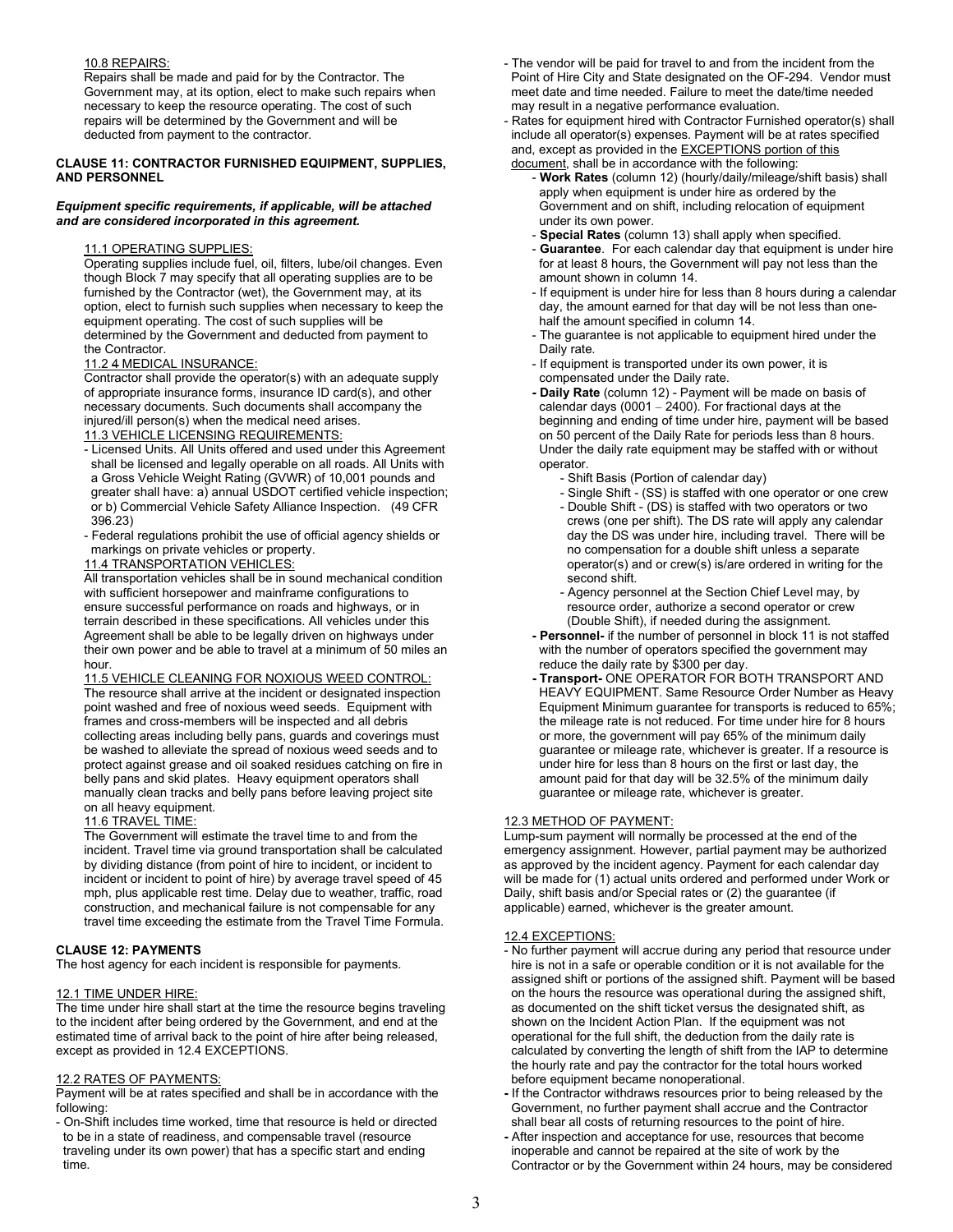10.8 REPAIRS:

Repairs shall be made and paid for by the Contractor. The Government may, at its option, elect to make such repairs when necessary to keep the resource operating. The cost of such repairs will be determined by the Government and will be deducted from payment to the contractor.

**CLAUSE 11: CONTRACTOR FURNISHED EQUIPMENT, SUPPLIES, AND PERSONNEL**

***Equipment specific requirements, if applicable, will be attached and are considered incorporated in this agreement.***

11.1 OPERATING SUPPLIES:

Operating supplies include fuel, oil, filters, lube/oil changes. Even though Block 7 may specify that all operating supplies are to be furnished by the Contractor (wet), the Government may, at its option, elect to furnish such supplies when necessary to keep the equipment operating. The cost of such supplies will be determined by the Government and deducted from payment to the Contractor.

11.2 4 MEDICAL INSURANCE:

Contractor shall provide the operator(s) with an adequate supply of appropriate insurance forms, insurance ID card(s), and other necessary documents. Such documents shall accompany the injured/ill person(s) when the medical need arises.

11.3 VEHICLE LICENSING REQUIREMENTS:

- Licensed Units. All Units offered and used under this Agreement shall be licensed and legally operable on all roads. All Units with a Gross Vehicle Weight Rating (GVWR) of 10,001 pounds and greater shall have: a) annual USDOT certified vehicle inspection; or b) Commercial Vehicle Safety Alliance Inspection. (49 CFR 396.23)
- Federal regulations prohibit the use of official agency shields or markings on private vehicles or property.

11.4 TRANSPORTATION VEHICLES:

All transportation vehicles shall be in sound mechanical condition with sufficient horsepower and mainframe configurations to ensure successful performance on roads and highways, or in terrain described in these specifications. All vehicles under this Agreement shall be able to be legally driven on highways under their own power and be able to travel at a minimum of 50 miles an hour.

11.5 VEHICLE CLEANING FOR NOXIOUS WEED CONTROL:

The resource shall arrive at the incident or designated inspection point washed and free of noxious weed seeds. Equipment with frames and cross-members will be inspected and all debris collecting areas including belly pans, guards and coverings must be washed to alleviate the spread of noxious weed seeds and to protect against grease and oil soaked residues catching on fire in belly pans and skid plates. Heavy equipment operators shall manually clean tracks and belly pans before leaving project site on all heavy equipment.

11.6 TRAVEL TIME:

The Government will estimate the travel time to and from the incident. Travel time via ground transportation shall be calculated by dividing distance (from point of hire to incident, or incident to incident or incident to point of hire) by average travel speed of 45 mph, plus applicable rest time. Delay due to weather, traffic, road construction, and mechanical failure is not compensable for any travel time exceeding the estimate from the Travel Time Formula.

**CLAUSE 12: PAYMENTS**

The host agency for each incident is responsible for payments.

12.1 TIME UNDER HIRE:

The time under hire shall start at the time the resource begins traveling to the incident after being ordered by the Government, and end at the estimated time of arrival back to the point of hire after being released, except as provided in 12.4 EXCEPTIONS.

12.2 RATES OF PAYMENTS:

Payment will be at rates specified and shall be in accordance with the following:

- On-Shift includes time worked, time that resource is held or directed to be in a state of readiness, and compensable travel (resource traveling under its own power) that has a specific start and ending time.
- The vendor will be paid for travel to and from the incident from the Point of Hire City and State designated on the OF-294. Vendor must meet date and time needed. Failure to meet the date/time needed may result in a negative performance evaluation.
- Rates for equipment hired with Contractor Furnished operator(s) shall include all operator(s) expenses. Payment will be at rates specified and, except as provided in the EXCEPTIONS portion of this document, shall be in accordance with the following:
  - **Work Rates** (column 12) (hourly/daily/mileage/shift basis) shall apply when equipment is under hire as ordered by the Government and on shift, including relocation of equipment under its own power.
  - **Special Rates** (column 13) shall apply when specified.
  - **Guarantee**. For each calendar day that equipment is under hire for at least 8 hours, the Government will pay not less than the amount shown in column 14.
  - If equipment is under hire for less than 8 hours during a calendar day, the amount earned for that day will be not less than one-half the amount specified in column 14.
  - The guarantee is not applicable to equipment hired under the Daily rate.
  - If equipment is transported under its own power, it is compensated under the Daily rate.
  - **Daily Rate** (column 12) - Payment will be made on basis of calendar days (0001 – 2400). For fractional days at the beginning and ending of time under hire, payment will be based on 50 percent of the Daily Rate for periods less than 8 hours. Under the daily rate equipment may be staffed with or without operator.
    - Shift Basis (Portion of calendar day)
    - Single Shift - (SS) is staffed with one operator or one crew
    - Double Shift - (DS) is staffed with two operators or two crews (one per shift). The DS rate will apply any calendar day the DS was under hire, including travel. There will be no compensation for a double shift unless a separate operator(s) and or crew(s) is/are ordered in writing for the second shift.
    - Agency personnel at the Section Chief Level may, by resource order, authorize a second operator or crew (Double Shift), if needed during the assignment.
  - **Personnel-** if the number of personnel in block 11 is not staffed with the number of operators specified the government may reduce the daily rate by $300 per day.
  - **Transport-** ONE OPERATOR FOR BOTH TRANSPORT AND HEAVY EQUIPMENT. Same Resource Order Number as Heavy Equipment Minimum guarantee for transports is reduced to 65%; the mileage rate is not reduced. For time under hire for 8 hours or more, the government will pay 65% of the minimum daily guarantee or mileage rate, whichever is greater. If a resource is under hire for less than 8 hours on the first or last day, the amount paid for that day will be 32.5% of the minimum daily guarantee or mileage rate, whichever is greater.

12.3 METHOD OF PAYMENT:

Lump-sum payment will normally be processed at the end of the emergency assignment. However, partial payment may be authorized as approved by the incident agency. Payment for each calendar day will be made for (1) actual units ordered and performed under Work or Daily, shift basis and/or Special rates or (2) the guarantee (if applicable) earned, whichever is the greater amount.

12.4 EXCEPTIONS:

- No further payment will accrue during any period that resource under hire is not in a safe or operable condition or it is not available for the assigned shift or portions of the assigned shift. Payment will be based on the hours the resource was operational during the assigned shift, as documented on the shift ticket versus the designated shift, as shown on the Incident Action Plan. If the equipment was not operational for the full shift, the deduction from the daily rate is calculated by converting the length of shift from the IAP to determine the hourly rate and pay the contractor for the total hours worked before equipment became nonoperational.
- If the Contractor withdraws resources prior to being released by the Government, no further payment shall accrue and the Contractor shall bear all costs of returning resources to the point of hire.
- After inspection and acceptance for use, resources that become inoperable and cannot be repaired at the site of work by the Contractor or by the Government within 24 hours, may be considered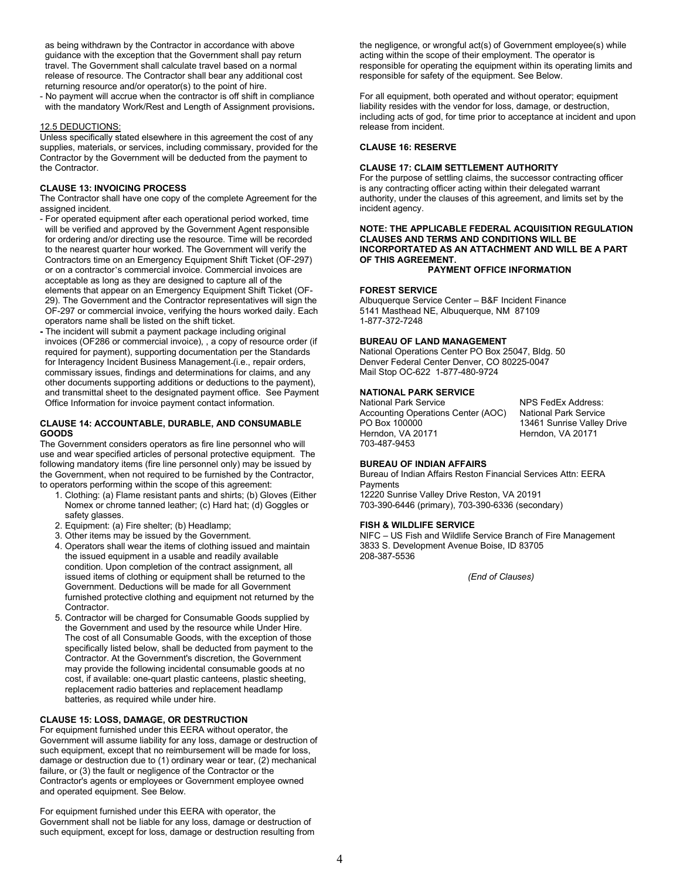as being withdrawn by the Contractor in accordance with above guidance with the exception that the Government shall pay return travel. The Government shall calculate travel based on a normal release of resource. The Contractor shall bear any additional cost returning resource and/or operator(s) to the point of hire.

- No payment will accrue when the contractor is off shift in compliance with the mandatory Work/Rest and Length of Assignment provisions**.**

12.5 DEDUCTIONS:

Unless specifically stated elsewhere in this agreement the cost of any supplies, materials, or services, including commissary, provided for the Contractor by the Government will be deducted from the payment to the Contractor.

**CLAUSE 13: INVOICING PROCESS**

The Contractor shall have one copy of the complete Agreement for the assigned incident.

- For operated equipment after each operational period worked, time will be verified and approved by the Government Agent responsible for ordering and/or directing use the resource. Time will be recorded to the nearest quarter hour worked. The Government will verify the Contractors time on an Emergency Equipment Shift Ticket (OF-297) or on a contractor's commercial invoice. Commercial invoices are acceptable as long as they are designed to capture all of the elements that appear on an Emergency Equipment Shift Ticket (OF-29). The Government and the Contractor representatives will sign the OF-297 or commercial invoice, verifying the hours worked daily. Each operators name shall be listed on the shift ticket.
- The incident will submit a payment package including original invoices (OF286 or commercial invoice), , a copy of resource order (if required for payment), supporting documentation per the Standards for Interagency Incident Business Management (i.e., repair orders, commissary issues, findings and determinations for claims, and any other documents supporting additions or deductions to the payment), and transmittal sheet to the designated payment office. See Payment Office Information for invoice payment contact information.

**CLAUSE 14: ACCOUNTABLE, DURABLE, AND CONSUMABLE GOODS**

The Government considers operators as fire line personnel who will use and wear specified articles of personal protective equipment. The following mandatory items (fire line personnel only) may be issued by the Government, when not required to be furnished by the Contractor, to operators performing within the scope of this agreement:

1. Clothing: (a) Flame resistant pants and shirts; (b) Gloves (Either Nomex or chrome tanned leather; (c) Hard hat; (d) Goggles or safety glasses.
2. Equipment: (a) Fire shelter; (b) Headlamp;
3. Other items may be issued by the Government.
4. Operators shall wear the items of clothing issued and maintain the issued equipment in a usable and readily available condition. Upon completion of the contract assignment, all issued items of clothing or equipment shall be returned to the Government. Deductions will be made for all Government furnished protective clothing and equipment not returned by the Contractor.
5. Contractor will be charged for Consumable Goods supplied by the Government and used by the resource while Under Hire. The cost of all Consumable Goods, with the exception of those specifically listed below, shall be deducted from payment to the Contractor. At the Government's discretion, the Government may provide the following incidental consumable goods at no cost, if available: one-quart plastic canteens, plastic sheeting, replacement radio batteries and replacement headlamp batteries, as required while under hire.

**CLAUSE 15: LOSS, DAMAGE, OR DESTRUCTION**

For equipment furnished under this EERA without operator, the Government will assume liability for any loss, damage or destruction of such equipment, except that no reimbursement will be made for loss, damage or destruction due to (1) ordinary wear or tear, (2) mechanical failure, or (3) the fault or negligence of the Contractor or the Contractor's agents or employees or Government employee owned and operated equipment. See Below.

For equipment furnished under this EERA with operator, the Government shall not be liable for any loss, damage or destruction of such equipment, except for loss, damage or destruction resulting from the negligence, or wrongful act(s) of Government employee(s) while acting within the scope of their employment. The operator is responsible for operating the equipment within its operating limits and responsible for safety of the equipment. See Below.

For all equipment, both operated and without operator; equipment liability resides with the vendor for loss, damage, or destruction, including acts of god, for time prior to acceptance at incident and upon release from incident.

**CLAUSE 16: RESERVE**

**CLAUSE 17: CLAIM SETTLEMENT AUTHORITY**

For the purpose of settling claims, the successor contracting officer is any contracting officer acting within their delegated warrant authority, under the clauses of this agreement, and limits set by the incident agency.

**NOTE: THE APPLICABLE FEDERAL ACQUISITION REGULATION CLAUSES AND TERMS AND CONDITIONS WILL BE INCORPORTATED AS AN ATTACHMENT AND WILL BE A PART OF THIS AGREEMENT.**

**PAYMENT OFFICE INFORMATION**

**FOREST SERVICE**

Albuquerque Service Center – B&F Incident Finance
5141 Masthead NE, Albuquerque, NM 87109
1-877-372-7248

**BUREAU OF LAND MANAGEMENT**

National Operations Center PO Box 25047, Bldg. 50
Denver Federal Center Denver, CO 80225-0047
Mail Stop OC-622 1-877-480-9724

**NATIONAL PARK SERVICE**

National Park Service
Accounting Operations Center (AOC)
PO Box 100000
Herndon, VA 20171
703-487-9453

NPS FedEx Address:
National Park Service
13461 Sunrise Valley Drive
Herndon, VA 20171

**BUREAU OF INDIAN AFFAIRS**

Bureau of Indian Affairs Reston Financial Services Attn: EERA Payments
12220 Sunrise Valley Drive Reston, VA 20191
703-390-6446 (primary), 703-390-6336 (secondary)

**FISH & WILDLIFE SERVICE**

NIFC – US Fish and Wildlife Service Branch of Fire Management
3833 S. Development Avenue Boise, ID 83705
208-387-5536

*(End of Clauses)*